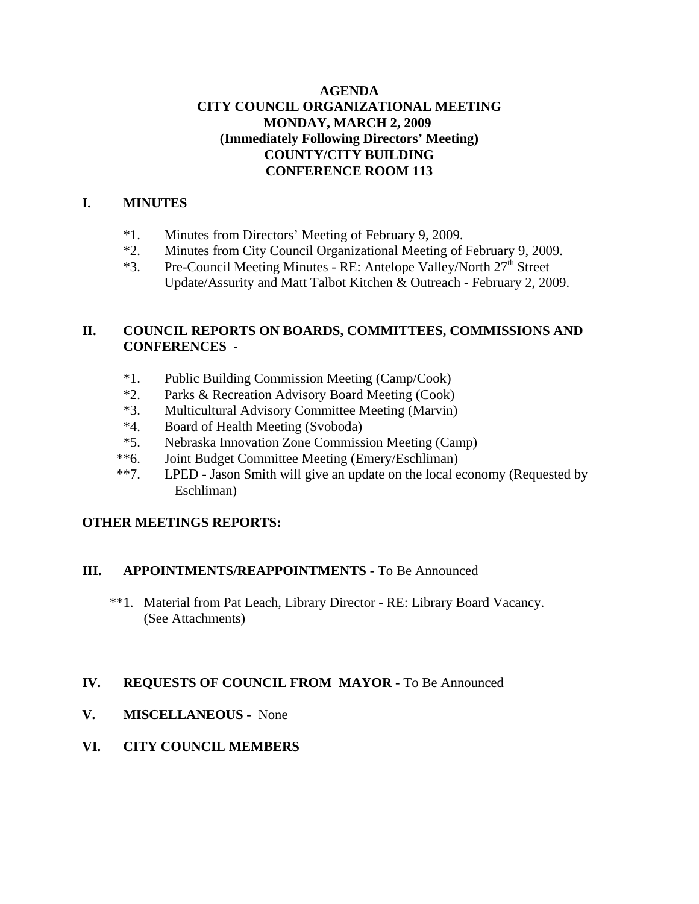**AGENDA**
**CITY COUNCIL ORGANIZATIONAL MEETING**
**MONDAY, MARCH 2, 2009**
**(Immediately Following Directors' Meeting)**
**COUNTY/CITY BUILDING**
**CONFERENCE ROOM 113**

## I. MINUTES

*1. Minutes from Directors' Meeting of February 9, 2009.
*2. Minutes from City Council Organizational Meeting of February 9, 2009.
*3. Pre-Council Meeting Minutes - RE: Antelope Valley/North 27th Street Update/Assurity and Matt Talbot Kitchen & Outreach - February 2, 2009.

## II. COUNCIL REPORTS ON BOARDS, COMMITTEES, COMMISSIONS AND CONFERENCES -

*1. Public Building Commission Meeting (Camp/Cook)
*2. Parks & Recreation Advisory Board Meeting (Cook)
*3. Multicultural Advisory Committee Meeting (Marvin)
*4. Board of Health Meeting (Svoboda)
*5. Nebraska Innovation Zone Commission Meeting (Camp)
**6. Joint Budget Committee Meeting (Emery/Eschliman)
**7. LPED - Jason Smith will give an update on the local economy (Requested by Eschliman)

**OTHER MEETINGS REPORTS:**

## III. APPOINTMENTS/REAPPOINTMENTS - To Be Announced

**1. Material from Pat Leach, Library Director - RE: Library Board Vacancy. (See Attachments)

## IV. REQUESTS OF COUNCIL FROM MAYOR - To Be Announced

## V. MISCELLANEOUS - None

## VI. CITY COUNCIL MEMBERS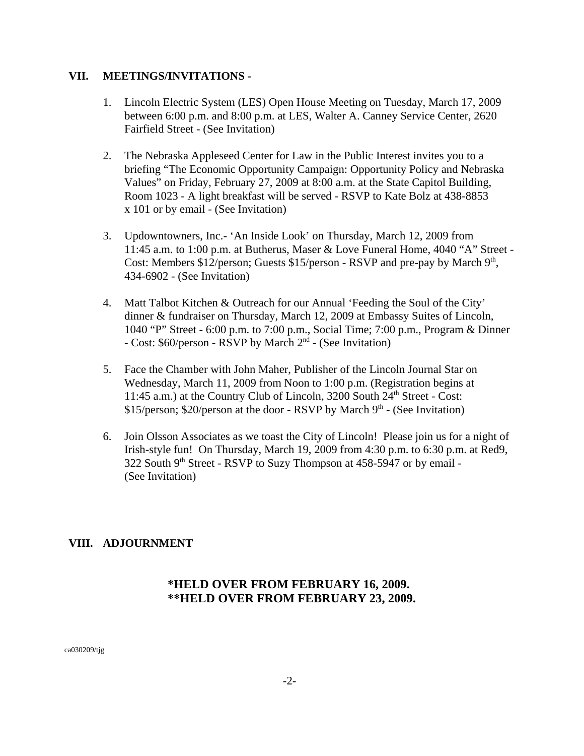## VII. MEETINGS/INVITATIONS -

1. Lincoln Electric System (LES) Open House Meeting on Tuesday, March 17, 2009 between 6:00 p.m. and 8:00 p.m. at LES, Walter A. Canney Service Center, 2620 Fairfield Street - (See Invitation)

2. The Nebraska Appleseed Center for Law in the Public Interest invites you to a briefing "The Economic Opportunity Campaign: Opportunity Policy and Nebraska Values" on Friday, February 27, 2009 at 8:00 a.m. at the State Capitol Building, Room 1023 - A light breakfast will be served - RSVP to Kate Bolz at 438-8853 x 101 or by email - (See Invitation)

3. Updowntowners, Inc.- 'An Inside Look' on Thursday, March 12, 2009 from 11:45 a.m. to 1:00 p.m. at Butherus, Maser & Love Funeral Home, 4040 "A" Street - Cost: Members $12/person; Guests $15/person - RSVP and pre-pay by March 9th, 434-6902 - (See Invitation)

4. Matt Talbot Kitchen & Outreach for our Annual 'Feeding the Soul of the City' dinner & fundraiser on Thursday, March 12, 2009 at Embassy Suites of Lincoln, 1040 "P" Street - 6:00 p.m. to 7:00 p.m., Social Time; 7:00 p.m., Program & Dinner - Cost: $60/person - RSVP by March 2nd - (See Invitation)

5. Face the Chamber with John Maher, Publisher of the Lincoln Journal Star on Wednesday, March 11, 2009 from Noon to 1:00 p.m. (Registration begins at 11:45 a.m.) at the Country Club of Lincoln, 3200 South 24th Street - Cost: $15/person; $20/person at the door - RSVP by March 9th - (See Invitation)

6. Join Olsson Associates as we toast the City of Lincoln! Please join us for a night of Irish-style fun! On Thursday, March 19, 2009 from 4:30 p.m. to 6:30 p.m. at Red9, 322 South 9th Street - RSVP to Suzy Thompson at 458-5947 or by email - (See Invitation)

## VIII. ADJOURNMENT

**\*HELD OVER FROM FEBRUARY 16, 2009.**
**\*\*HELD OVER FROM FEBRUARY 23, 2009.**

ca030209/tjg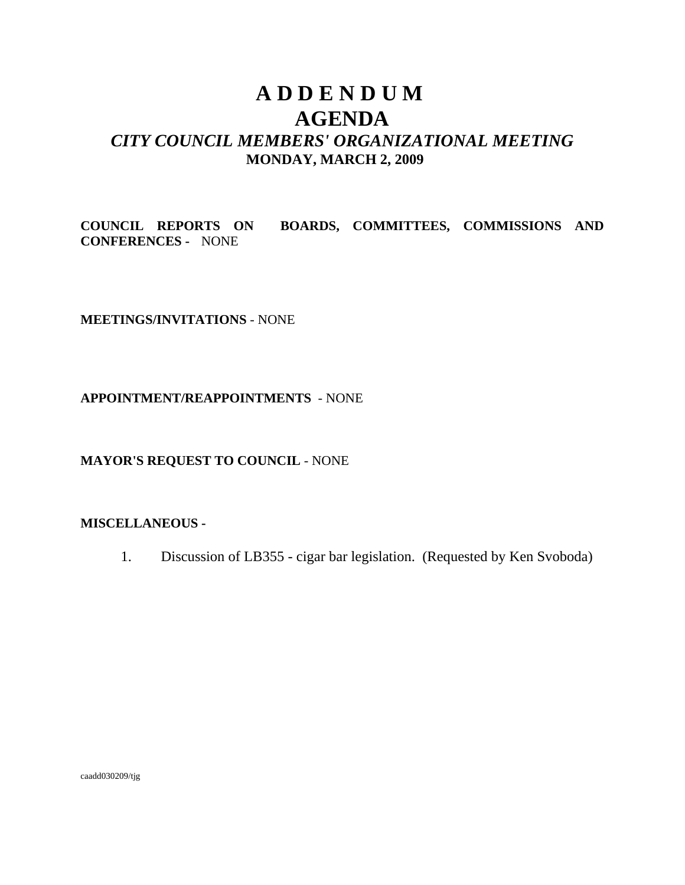# A D D E N D U M
# AGENDA
## *CITY COUNCIL MEMBERS' ORGANIZATIONAL MEETING*
### MONDAY, MARCH 2, 2009

**COUNCIL REPORTS ON BOARDS, COMMITTEES, COMMISSIONS AND CONFERENCES -** NONE

**MEETINGS/INVITATIONS** - NONE

**APPOINTMENT/REAPPOINTMENTS** - NONE

**MAYOR'S REQUEST TO COUNCIL** - NONE

**MISCELLANEOUS -**

1. Discussion of LB355 - cigar bar legislation. (Requested by Ken Svoboda)

caadd030209/tjg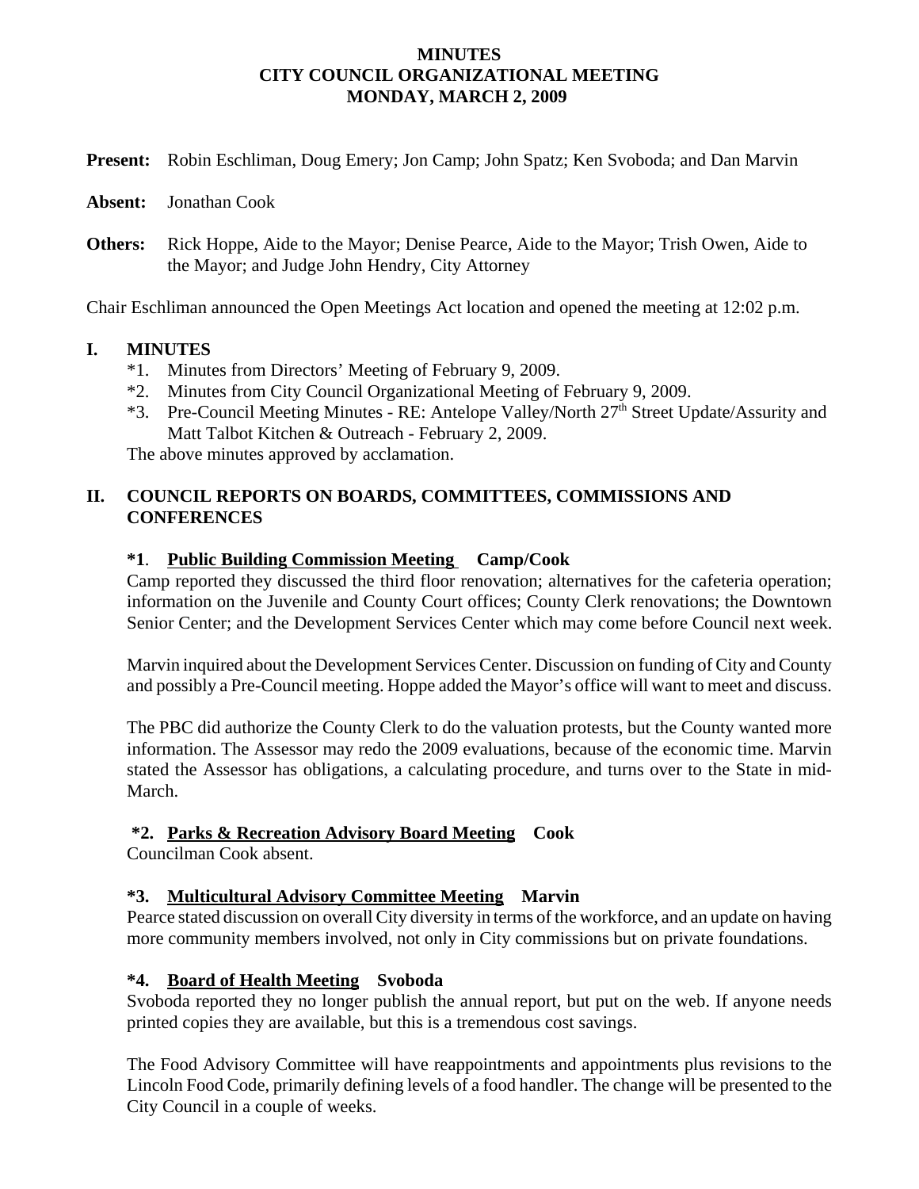**MINUTES**
**CITY COUNCIL ORGANIZATIONAL MEETING**
**MONDAY, MARCH 2, 2009**

**Present:** Robin Eschliman, Doug Emery; Jon Camp; John Spatz; Ken Svoboda; and Dan Marvin

**Absent:** Jonathan Cook

**Others:** Rick Hoppe, Aide to the Mayor; Denise Pearce, Aide to the Mayor; Trish Owen, Aide to the Mayor; and Judge John Hendry, City Attorney

Chair Eschliman announced the Open Meetings Act location and opened the meeting at 12:02 p.m.

## I. MINUTES

*1. Minutes from Directors' Meeting of February 9, 2009.
*2. Minutes from City Council Organizational Meeting of February 9, 2009.
*3. Pre-Council Meeting Minutes - RE: Antelope Valley/North 27th Street Update/Assurity and Matt Talbot Kitchen & Outreach - February 2, 2009.

The above minutes approved by acclamation.

## II. COUNCIL REPORTS ON BOARDS, COMMITTEES, COMMISSIONS AND CONFERENCES

**\*1. Public Building Commission Meeting Camp/Cook**

Camp reported they discussed the third floor renovation; alternatives for the cafeteria operation; information on the Juvenile and County Court offices; County Clerk renovations; the Downtown Senior Center; and the Development Services Center which may come before Council next week.

Marvin inquired about the Development Services Center. Discussion on funding of City and County and possibly a Pre-Council meeting. Hoppe added the Mayor's office will want to meet and discuss.

The PBC did authorize the County Clerk to do the valuation protests, but the County wanted more information. The Assessor may redo the 2009 evaluations, because of the economic time. Marvin stated the Assessor has obligations, a calculating procedure, and turns over to the State in mid-March.

**\*2. Parks & Recreation Advisory Board Meeting Cook**

Councilman Cook absent.

**\*3. Multicultural Advisory Committee Meeting Marvin**

Pearce stated discussion on overall City diversity in terms of the workforce, and an update on having more community members involved, not only in City commissions but on private foundations.

**\*4. Board of Health Meeting Svoboda**

Svoboda reported they no longer publish the annual report, but put on the web. If anyone needs printed copies they are available, but this is a tremendous cost savings.

The Food Advisory Committee will have reappointments and appointments plus revisions to the Lincoln Food Code, primarily defining levels of a food handler. The change will be presented to the City Council in a couple of weeks.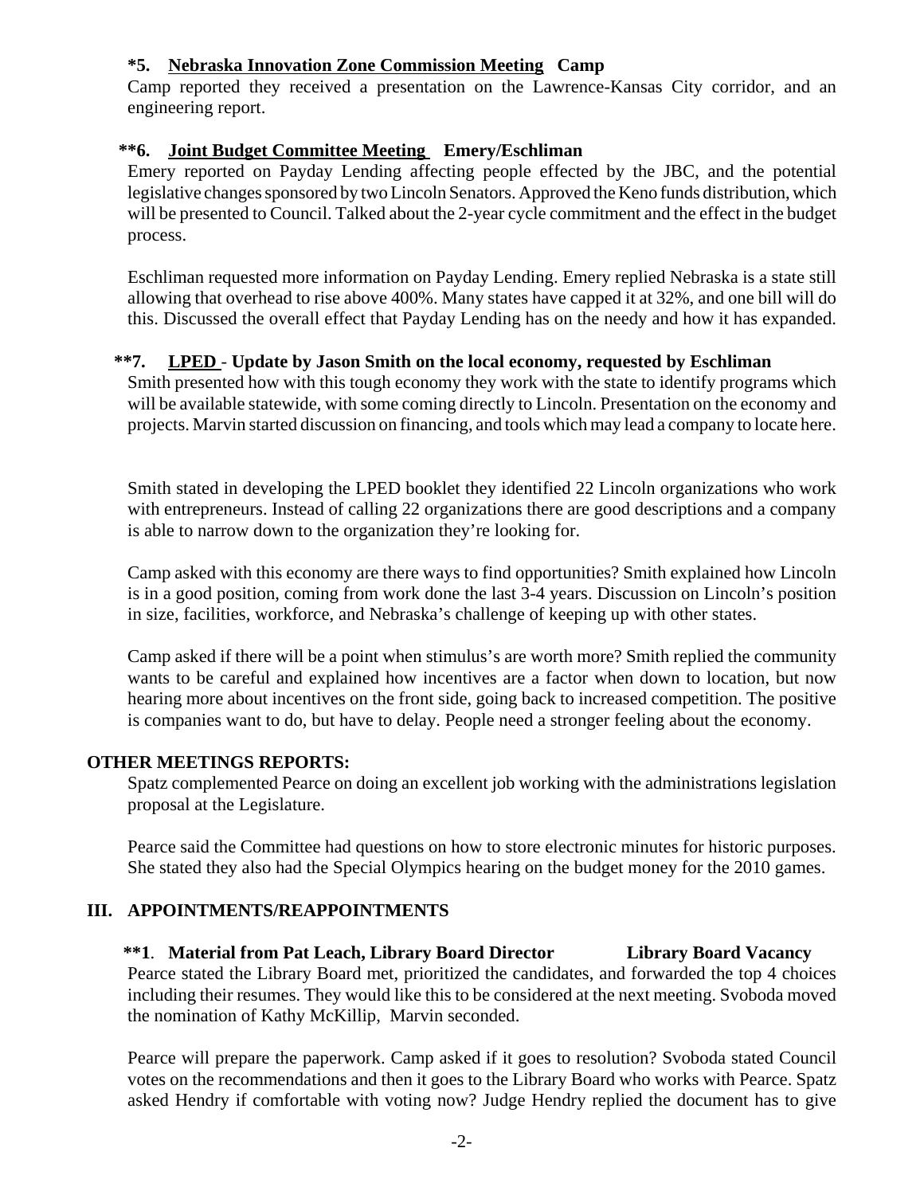**\*5. Nebraska Innovation Zone Commission Meeting Camp**

Camp reported they received a presentation on the Lawrence-Kansas City corridor, and an engineering report.

**\*\*6. Joint Budget Committee Meeting Emery/Eschliman**

Emery reported on Payday Lending affecting people effected by the JBC, and the potential legislative changes sponsored by two Lincoln Senators. Approved the Keno funds distribution, which will be presented to Council. Talked about the 2-year cycle commitment and the effect in the budget process.

Eschliman requested more information on Payday Lending. Emery replied Nebraska is a state still allowing that overhead to rise above 400%. Many states have capped it at 32%, and one bill will do this. Discussed the overall effect that Payday Lending has on the needy and how it has expanded.

**\*\*7. LPED - Update by Jason Smith on the local economy, requested by Eschliman**

Smith presented how with this tough economy they work with the state to identify programs which will be available statewide, with some coming directly to Lincoln. Presentation on the economy and projects. Marvin started discussion on financing, and tools which may lead a company to locate here.

Smith stated in developing the LPED booklet they identified 22 Lincoln organizations who work with entrepreneurs. Instead of calling 22 organizations there are good descriptions and a company is able to narrow down to the organization they're looking for.

Camp asked with this economy are there ways to find opportunities? Smith explained how Lincoln is in a good position, coming from work done the last 3-4 years. Discussion on Lincoln's position in size, facilities, workforce, and Nebraska's challenge of keeping up with other states.

Camp asked if there will be a point when stimulus's are worth more? Smith replied the community wants to be careful and explained how incentives are a factor when down to location, but now hearing more about incentives on the front side, going back to increased competition. The positive is companies want to do, but have to delay. People need a stronger feeling about the economy.

**OTHER MEETINGS REPORTS:**

Spatz complemented Pearce on doing an excellent job working with the administrations legislation proposal at the Legislature.

Pearce said the Committee had questions on how to store electronic minutes for historic purposes. She stated they also had the Special Olympics hearing on the budget money for the 2010 games.

## III. APPOINTMENTS/REAPPOINTMENTS

**\*\*1. Material from Pat Leach, Library Board Director Library Board Vacancy**

Pearce stated the Library Board met, prioritized the candidates, and forwarded the top 4 choices including their resumes. They would like this to be considered at the next meeting. Svoboda moved the nomination of Kathy McKillip, Marvin seconded.

Pearce will prepare the paperwork. Camp asked if it goes to resolution? Svoboda stated Council votes on the recommendations and then it goes to the Library Board who works with Pearce. Spatz asked Hendry if comfortable with voting now? Judge Hendry replied the document has to give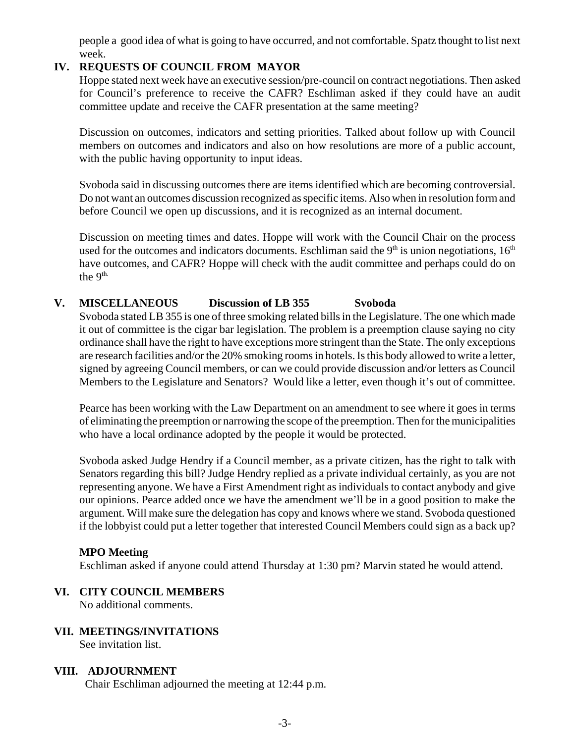people a good idea of what is going to have occurred, and not comfortable. Spatz thought to list next week.

## IV. REQUESTS OF COUNCIL FROM MAYOR

Hoppe stated next week have an executive session/pre-council on contract negotiations. Then asked for Council's preference to receive the CAFR? Eschliman asked if they could have an audit committee update and receive the CAFR presentation at the same meeting?

Discussion on outcomes, indicators and setting priorities. Talked about follow up with Council members on outcomes and indicators and also on how resolutions are more of a public account, with the public having opportunity to input ideas.

Svoboda said in discussing outcomes there are items identified which are becoming controversial. Do not want an outcomes discussion recognized as specific items. Also when in resolution form and before Council we open up discussions, and it is recognized as an internal document.

Discussion on meeting times and dates. Hoppe will work with the Council Chair on the process used for the outcomes and indicators documents. Eschliman said the 9th is union negotiations, 16th have outcomes, and CAFR? Hoppe will check with the audit committee and perhaps could do on the 9th.

## V. MISCELLANEOUS Discussion of LB 355 Svoboda

Svoboda stated LB 355 is one of three smoking related bills in the Legislature. The one which made it out of committee is the cigar bar legislation. The problem is a preemption clause saying no city ordinance shall have the right to have exceptions more stringent than the State. The only exceptions are research facilities and/or the 20% smoking rooms in hotels. Is this body allowed to write a letter, signed by agreeing Council members, or can we could provide discussion and/or letters as Council Members to the Legislature and Senators? Would like a letter, even though it's out of committee.

Pearce has been working with the Law Department on an amendment to see where it goes in terms of eliminating the preemption or narrowing the scope of the preemption. Then for the municipalities who have a local ordinance adopted by the people it would be protected.

Svoboda asked Judge Hendry if a Council member, as a private citizen, has the right to talk with Senators regarding this bill? Judge Hendry replied as a private individual certainly, as you are not representing anyone. We have a First Amendment right as individuals to contact anybody and give our opinions. Pearce added once we have the amendment we'll be in a good position to make the argument. Will make sure the delegation has copy and knows where we stand. Svoboda questioned if the lobbyist could put a letter together that interested Council Members could sign as a back up?

**MPO Meeting**

Eschliman asked if anyone could attend Thursday at 1:30 pm? Marvin stated he would attend.

## VI. CITY COUNCIL MEMBERS

No additional comments.

## VII. MEETINGS/INVITATIONS

See invitation list.

## VIII. ADJOURNMENT

Chair Eschliman adjourned the meeting at 12:44 p.m.